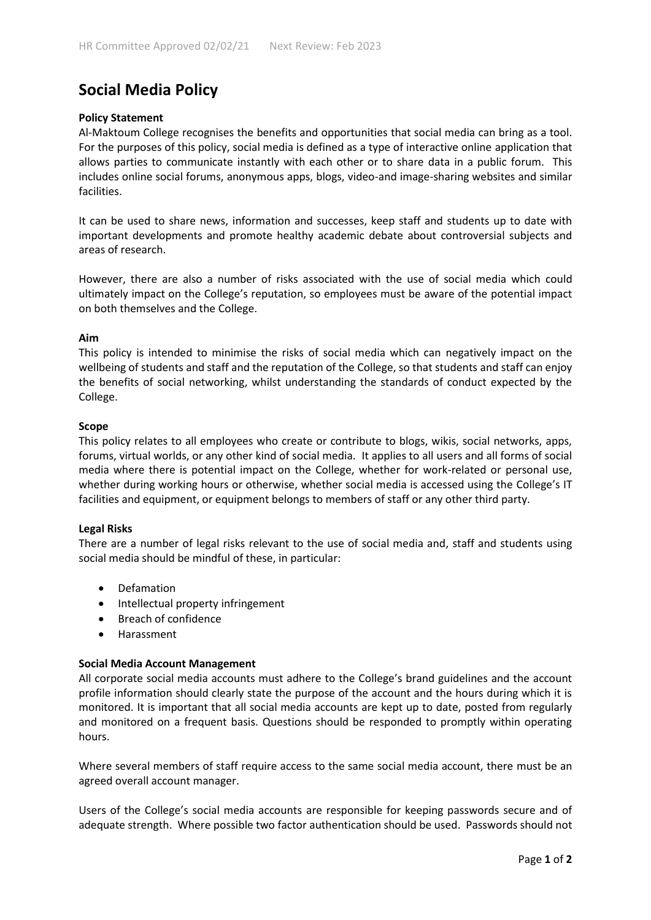# Social Media Policy

**Policy Statement**

Al-Maktoum College recognises the benefits and opportunities that social media can bring as a tool. For the purposes of this policy, social media is defined as a type of interactive online application that allows parties to communicate instantly with each other or to share data in a public forum. This includes online social forums, anonymous apps, blogs, video-and image-sharing websites and similar facilities.

It can be used to share news, information and successes, keep staff and students up to date with important developments and promote healthy academic debate about controversial subjects and areas of research.

However, there are also a number of risks associated with the use of social media which could ultimately impact on the College's reputation, so employees must be aware of the potential impact on both themselves and the College.

**Aim**

This policy is intended to minimise the risks of social media which can negatively impact on the wellbeing of students and staff and the reputation of the College, so that students and staff can enjoy the benefits of social networking, whilst understanding the standards of conduct expected by the College.

**Scope**

This policy relates to all employees who create or contribute to blogs, wikis, social networks, apps, forums, virtual worlds, or any other kind of social media. It applies to all users and all forms of social media where there is potential impact on the College, whether for work-related or personal use, whether during working hours or otherwise, whether social media is accessed using the College's IT facilities and equipment, or equipment belongs to members of staff or any other third party.

**Legal Risks**

There are a number of legal risks relevant to the use of social media and, staff and students using social media should be mindful of these, in particular:

- Defamation
- Intellectual property infringement
- Breach of confidence
- Harassment

**Social Media Account Management**

All corporate social media accounts must adhere to the College's brand guidelines and the account profile information should clearly state the purpose of the account and the hours during which it is monitored. It is important that all social media accounts are kept up to date, posted from regularly and monitored on a frequent basis. Questions should be responded to promptly within operating hours.

Where several members of staff require access to the same social media account, there must be an agreed overall account manager.

Users of the College's social media accounts are responsible for keeping passwords secure and of adequate strength. Where possible two factor authentication should be used. Passwords should not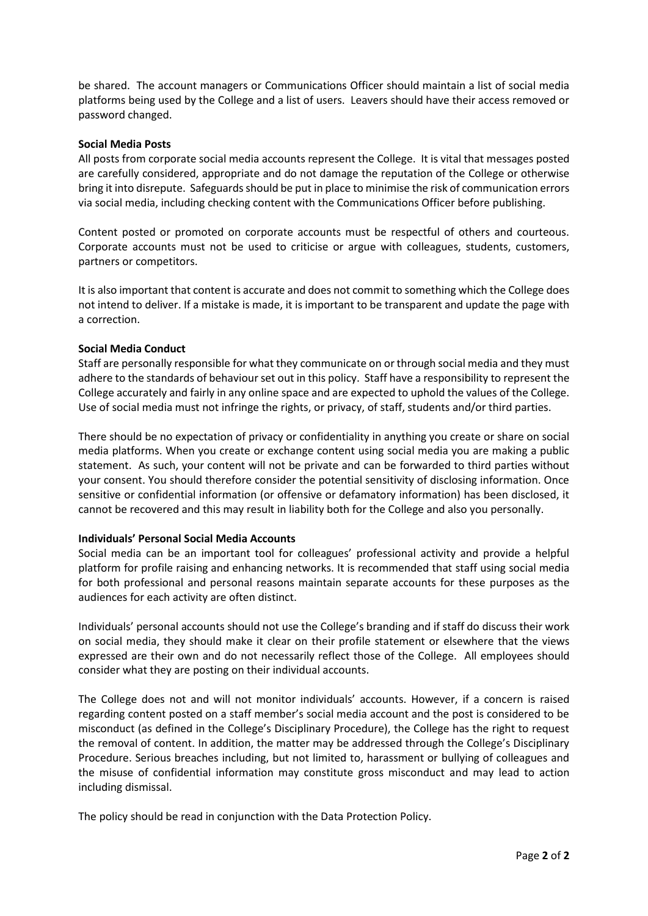be shared. The account managers or Communications Officer should maintain a list of social media platforms being used by the College and a list of users. Leavers should have their access removed or password changed.

**Social Media Posts**

All posts from corporate social media accounts represent the College. It is vital that messages posted are carefully considered, appropriate and do not damage the reputation of the College or otherwise bring it into disrepute. Safeguards should be put in place to minimise the risk of communication errors via social media, including checking content with the Communications Officer before publishing.

Content posted or promoted on corporate accounts must be respectful of others and courteous. Corporate accounts must not be used to criticise or argue with colleagues, students, customers, partners or competitors.

It is also important that content is accurate and does not commit to something which the College does not intend to deliver. If a mistake is made, it is important to be transparent and update the page with a correction.

**Social Media Conduct**

Staff are personally responsible for what they communicate on or through social media and they must adhere to the standards of behaviour set out in this policy. Staff have a responsibility to represent the College accurately and fairly in any online space and are expected to uphold the values of the College. Use of social media must not infringe the rights, or privacy, of staff, students and/or third parties.

There should be no expectation of privacy or confidentiality in anything you create or share on social media platforms. When you create or exchange content using social media you are making a public statement. As such, your content will not be private and can be forwarded to third parties without your consent. You should therefore consider the potential sensitivity of disclosing information. Once sensitive or confidential information (or offensive or defamatory information) has been disclosed, it cannot be recovered and this may result in liability both for the College and also you personally.

**Individuals' Personal Social Media Accounts**

Social media can be an important tool for colleagues' professional activity and provide a helpful platform for profile raising and enhancing networks. It is recommended that staff using social media for both professional and personal reasons maintain separate accounts for these purposes as the audiences for each activity are often distinct.

Individuals' personal accounts should not use the College's branding and if staff do discuss their work on social media, they should make it clear on their profile statement or elsewhere that the views expressed are their own and do not necessarily reflect those of the College. All employees should consider what they are posting on their individual accounts.

The College does not and will not monitor individuals' accounts. However, if a concern is raised regarding content posted on a staff member's social media account and the post is considered to be misconduct (as defined in the College's Disciplinary Procedure), the College has the right to request the removal of content. In addition, the matter may be addressed through the College's Disciplinary Procedure. Serious breaches including, but not limited to, harassment or bullying of colleagues and the misuse of confidential information may constitute gross misconduct and may lead to action including dismissal.

The policy should be read in conjunction with the Data Protection Policy.